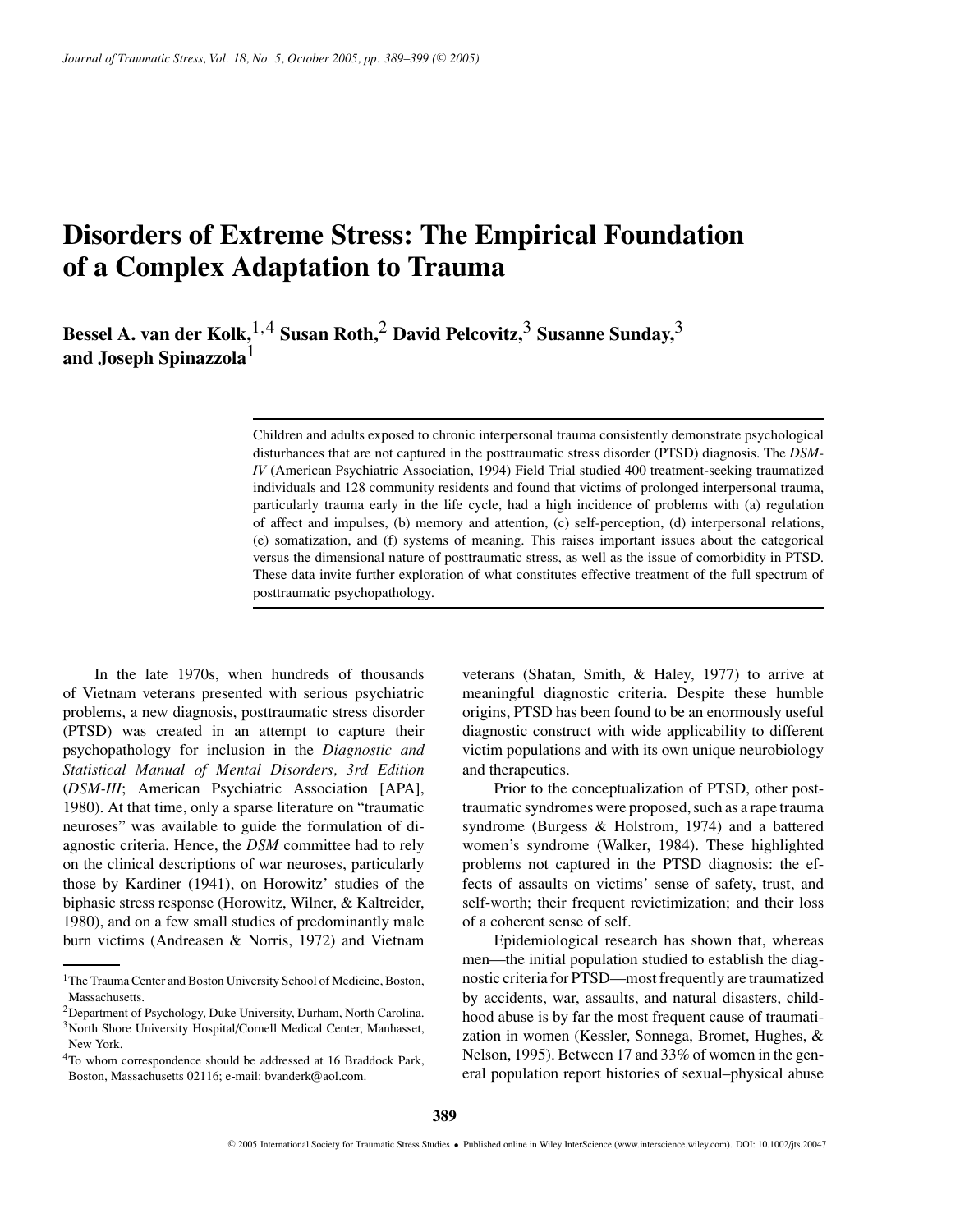# Disorders of Extreme Stress: The Empirical Foundation of a Complex Adaptation to Trauma

**Bessel A. van der Kolk,[1,4] Susan Roth,[2] David Pelcovitz,[3] Susanne Sunday,[3] and Joseph Spinazzola[1]**

Children and adults exposed to chronic interpersonal trauma consistently demonstrate psychological disturbances that are not captured in the posttraumatic stress disorder (PTSD) diagnosis. The *DSM-IV* (American Psychiatric Association, 1994) Field Trial studied 400 treatment-seeking traumatized individuals and 128 community residents and found that victims of prolonged interpersonal trauma, particularly trauma early in the life cycle, had a high incidence of problems with (a) regulation of affect and impulses, (b) memory and attention, (c) self-perception, (d) interpersonal relations, (e) somatization, and (f) systems of meaning. This raises important issues about the categorical versus the dimensional nature of posttraumatic stress, as well as the issue of comorbidity in PTSD. These data invite further exploration of what constitutes effective treatment of the full spectrum of posttraumatic psychopathology.

In the late 1970s, when hundreds of thousands of Vietnam veterans presented with serious psychiatric problems, a new diagnosis, posttraumatic stress disorder (PTSD) was created in an attempt to capture their psychopathology for inclusion in the *Diagnostic and Statistical Manual of Mental Disorders, 3rd Edition* (*DSM-III*; American Psychiatric Association [APA], 1980). At that time, only a sparse literature on "traumatic neuroses" was available to guide the formulation of diagnostic criteria. Hence, the *DSM* committee had to rely on the clinical descriptions of war neuroses, particularly those by Kardiner (1941), on Horowitz' studies of the biphasic stress response (Horowitz, Wilner, & Kaltreider, 1980), and on a few small studies of predominantly male burn victims (Andreasen & Norris, 1972) and Vietnam veterans (Shatan, Smith, & Haley, 1977) to arrive at meaningful diagnostic criteria. Despite these humble origins, PTSD has been found to be an enormously useful diagnostic construct with wide applicability to different victim populations and with its own unique neurobiology and therapeutics.

Prior to the conceptualization of PTSD, other posttraumatic syndromes were proposed, such as a rape trauma syndrome (Burgess & Holstrom, 1974) and a battered women's syndrome (Walker, 1984). These highlighted problems not captured in the PTSD diagnosis: the effects of assaults on victims' sense of safety, trust, and self-worth; their frequent revictimization; and their loss of a coherent sense of self.

Epidemiological research has shown that, whereas men—the initial population studied to establish the diagnostic criteria for PTSD—most frequently are traumatized by accidents, war, assaults, and natural disasters, childhood abuse is by far the most frequent cause of traumatization in women (Kessler, Sonnega, Bromet, Hughes, & Nelson, 1995). Between 17 and 33% of women in the general population report histories of sexual–physical abuse

---

[1] The Trauma Center and Boston University School of Medicine, Boston, Massachusetts.

[2] Department of Psychology, Duke University, Durham, North Carolina.

[3] North Shore University Hospital/Cornell Medical Center, Manhasset, New York.

[4] To whom correspondence should be addressed at 16 Braddock Park, Boston, Massachusetts 02116; e-mail: bvanderk@aol.com.

© 2005 International Society for Traumatic Stress Studies • Published online in Wiley InterScience (www.interscience.wiley.com). DOI: 10.1002/jts.20047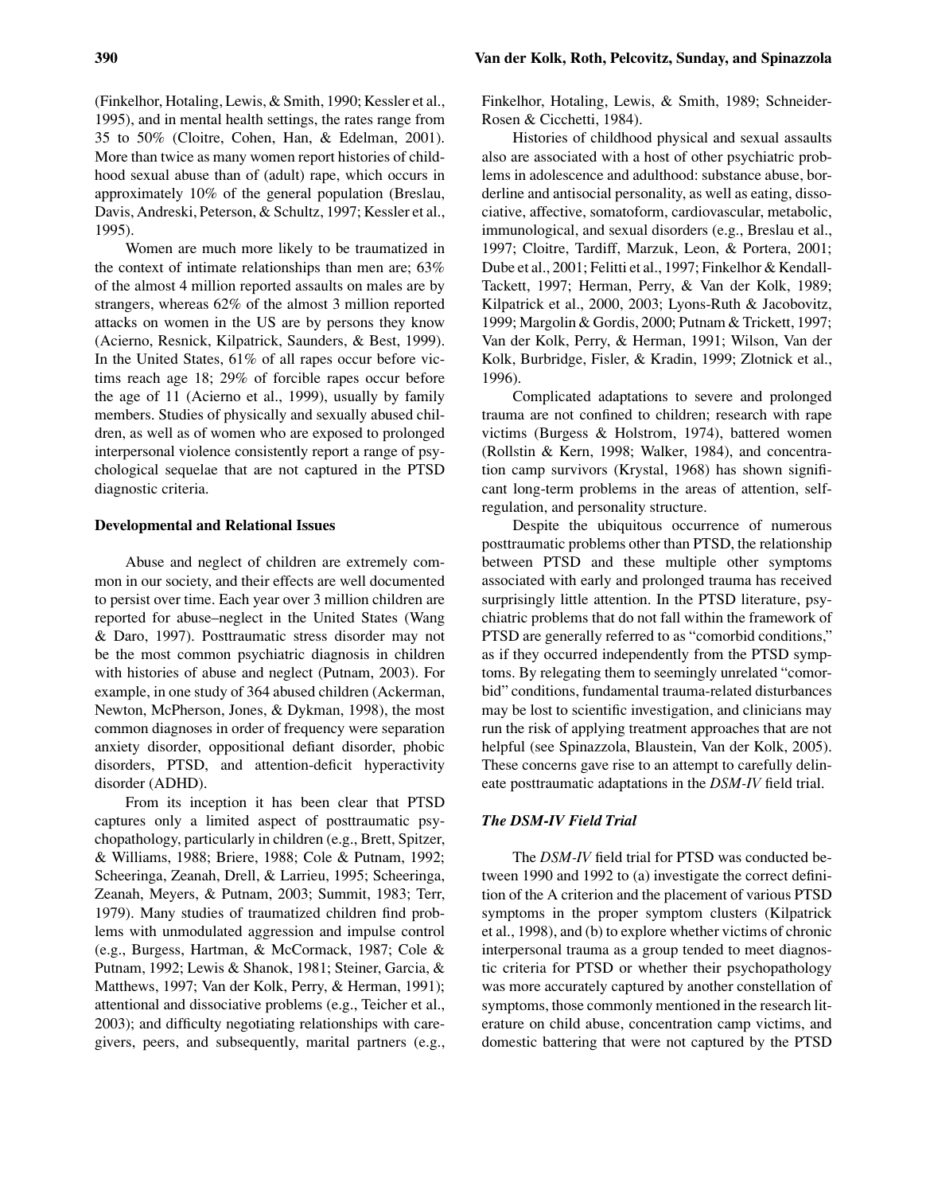(Finkelhor, Hotaling, Lewis, & Smith, 1990; Kessler et al., 1995), and in mental health settings, the rates range from 35 to 50% (Cloitre, Cohen, Han, & Edelman, 2001). More than twice as many women report histories of childhood sexual abuse than of (adult) rape, which occurs in approximately 10% of the general population (Breslau, Davis, Andreski, Peterson, & Schultz, 1997; Kessler et al., 1995).

Women are much more likely to be traumatized in the context of intimate relationships than men are; 63% of the almost 4 million reported assaults on males are by strangers, whereas 62% of the almost 3 million reported attacks on women in the US are by persons they know (Acierno, Resnick, Kilpatrick, Saunders, & Best, 1999). In the United States, 61% of all rapes occur before victims reach age 18; 29% of forcible rapes occur before the age of 11 (Acierno et al., 1999), usually by family members. Studies of physically and sexually abused children, as well as of women who are exposed to prolonged interpersonal violence consistently report a range of psychological sequelae that are not captured in the PTSD diagnostic criteria.

### Developmental and Relational Issues

Abuse and neglect of children are extremely common in our society, and their effects are well documented to persist over time. Each year over 3 million children are reported for abuse–neglect in the United States (Wang & Daro, 1997). Posttraumatic stress disorder may not be the most common psychiatric diagnosis in children with histories of abuse and neglect (Putnam, 2003). For example, in one study of 364 abused children (Ackerman, Newton, McPherson, Jones, & Dykman, 1998), the most common diagnoses in order of frequency were separation anxiety disorder, oppositional defiant disorder, phobic disorders, PTSD, and attention-deficit hyperactivity disorder (ADHD).

From its inception it has been clear that PTSD captures only a limited aspect of posttraumatic psychopathology, particularly in children (e.g., Brett, Spitzer, & Williams, 1988; Briere, 1988; Cole & Putnam, 1992; Scheeringa, Zeanah, Drell, & Larrieu, 1995; Scheeringa, Zeanah, Meyers, & Putnam, 2003; Summit, 1983; Terr, 1979). Many studies of traumatized children find problems with unmodulated aggression and impulse control (e.g., Burgess, Hartman, & McCormack, 1987; Cole & Putnam, 1992; Lewis & Shanok, 1981; Steiner, Garcia, & Matthews, 1997; Van der Kolk, Perry, & Herman, 1991); attentional and dissociative problems (e.g., Teicher et al., 2003); and difficulty negotiating relationships with caregivers, peers, and subsequently, marital partners (e.g., Finkelhor, Hotaling, Lewis, & Smith, 1989; Schneider-Rosen & Cicchetti, 1984).

Histories of childhood physical and sexual assaults also are associated with a host of other psychiatric problems in adolescence and adulthood: substance abuse, borderline and antisocial personality, as well as eating, dissociative, affective, somatoform, cardiovascular, metabolic, immunological, and sexual disorders (e.g., Breslau et al., 1997; Cloitre, Tardiff, Marzuk, Leon, & Portera, 2001; Dube et al., 2001; Felitti et al., 1997; Finkelhor & Kendall-Tackett, 1997; Herman, Perry, & Van der Kolk, 1989; Kilpatrick et al., 2000, 2003; Lyons-Ruth & Jacobovitz, 1999; Margolin & Gordis, 2000; Putnam & Trickett, 1997; Van der Kolk, Perry, & Herman, 1991; Wilson, Van der Kolk, Burbridge, Fisler, & Kradin, 1999; Zlotnick et al., 1996).

Complicated adaptations to severe and prolonged trauma are not confined to children; research with rape victims (Burgess & Holstrom, 1974), battered women (Rollstin & Kern, 1998; Walker, 1984), and concentration camp survivors (Krystal, 1968) has shown significant long-term problems in the areas of attention, self-regulation, and personality structure.

Despite the ubiquitous occurrence of numerous posttraumatic problems other than PTSD, the relationship between PTSD and these multiple other symptoms associated with early and prolonged trauma has received surprisingly little attention. In the PTSD literature, psychiatric problems that do not fall within the framework of PTSD are generally referred to as "comorbid conditions," as if they occurred independently from the PTSD symptoms. By relegating them to seemingly unrelated "comorbid" conditions, fundamental trauma-related disturbances may be lost to scientific investigation, and clinicians may run the risk of applying treatment approaches that are not helpful (see Spinazzola, Blaustein, Van der Kolk, 2005). These concerns gave rise to an attempt to carefully delineate posttraumatic adaptations in the *DSM-IV* field trial.

#### *The DSM-IV Field Trial*

The *DSM-IV* field trial for PTSD was conducted between 1990 and 1992 to (a) investigate the correct definition of the A criterion and the placement of various PTSD symptoms in the proper symptom clusters (Kilpatrick et al., 1998), and (b) to explore whether victims of chronic interpersonal trauma as a group tended to meet diagnostic criteria for PTSD or whether their psychopathology was more accurately captured by another constellation of symptoms, those commonly mentioned in the research literature on child abuse, concentration camp victims, and domestic battering that were not captured by the PTSD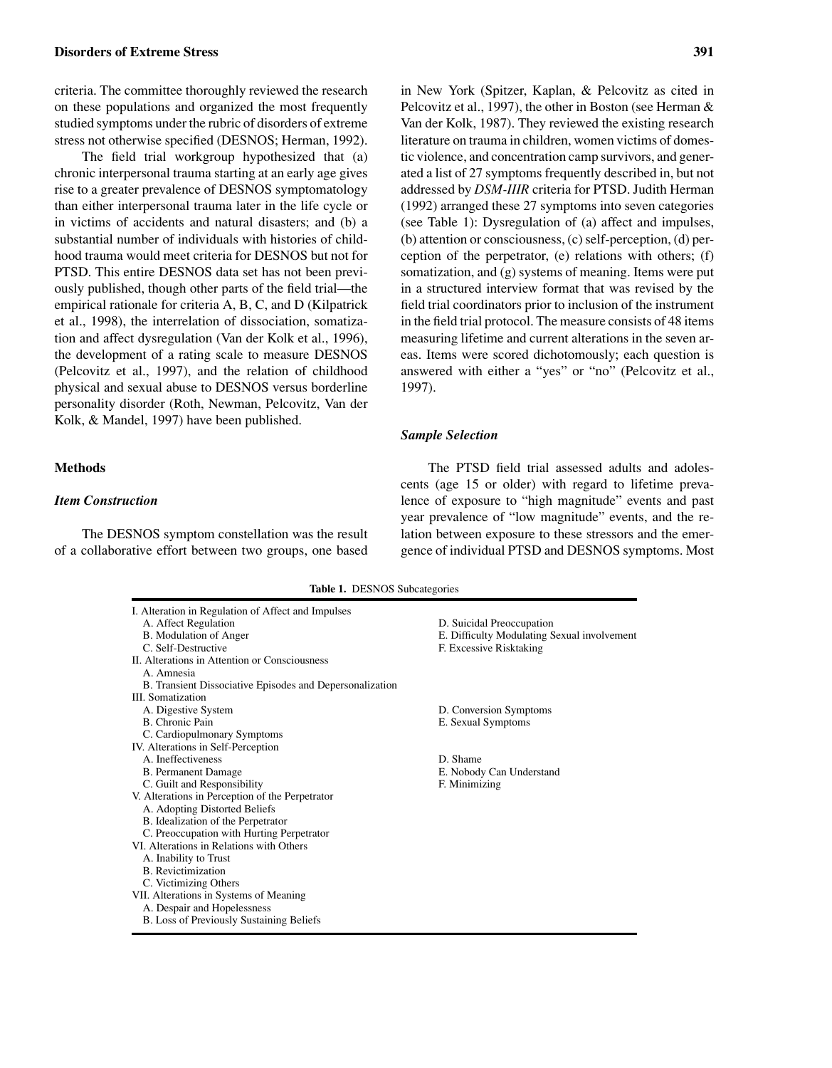criteria. The committee thoroughly reviewed the research on these populations and organized the most frequently studied symptoms under the rubric of disorders of extreme stress not otherwise specified (DESNOS; Herman, 1992).

The field trial workgroup hypothesized that (a) chronic interpersonal trauma starting at an early age gives rise to a greater prevalence of DESNOS symptomatology than either interpersonal trauma later in the life cycle or in victims of accidents and natural disasters; and (b) a substantial number of individuals with histories of childhood trauma would meet criteria for DESNOS but not for PTSD. This entire DESNOS data set has not been previously published, though other parts of the field trial—the empirical rationale for criteria A, B, C, and D (Kilpatrick et al., 1998), the interrelation of dissociation, somatization and affect dysregulation (Van der Kolk et al., 1996), the development of a rating scale to measure DESNOS (Pelcovitz et al., 1997), and the relation of childhood physical and sexual abuse to DESNOS versus borderline personality disorder (Roth, Newman, Pelcovitz, Van der Kolk, & Mandel, 1997) have been published.

## Methods

### *Item Construction*

The DESNOS symptom constellation was the result of a collaborative effort between two groups, one based in New York (Spitzer, Kaplan, & Pelcovitz as cited in Pelcovitz et al., 1997), the other in Boston (see Herman & Van der Kolk, 1987). They reviewed the existing research literature on trauma in children, women victims of domestic violence, and concentration camp survivors, and generated a list of 27 symptoms frequently described in, but not addressed by *DSM-IIIR* criteria for PTSD. Judith Herman (1992) arranged these 27 symptoms into seven categories (see Table 1): Dysregulation of (a) affect and impulses, (b) attention or consciousness, (c) self-perception, (d) perception of the perpetrator, (e) relations with others; (f) somatization, and (g) systems of meaning. Items were put in a structured interview format that was revised by the field trial coordinators prior to inclusion of the instrument in the field trial protocol. The measure consists of 48 items measuring lifetime and current alterations in the seven areas. Items were scored dichotomously; each question is answered with either a "yes" or "no" (Pelcovitz et al., 1997).

### *Sample Selection*

The PTSD field trial assessed adults and adolescents (age 15 or older) with regard to lifetime prevalence of exposure to "high magnitude" events and past year prevalence of "low magnitude" events, and the relation between exposure to these stressors and the emergence of individual PTSD and DESNOS symptoms. Most

**Table 1.** DESNOS Subcategories

| | |
|---|---|
| I. Alteration in Regulation of Affect and Impulses | |
| A. Affect Regulation | D. Suicidal Preoccupation |
| B. Modulation of Anger | E. Difficulty Modulating Sexual involvement |
| C. Self-Destructive | F. Excessive Risktaking |
| II. Alterations in Attention or Consciousness | |
| A. Amnesia | |
| B. Transient Dissociative Episodes and Depersonalization | |
| III. Somatization | |
| A. Digestive System | D. Conversion Symptoms |
| B. Chronic Pain | E. Sexual Symptoms |
| C. Cardiopulmonary Symptoms | |
| IV. Alterations in Self-Perception | |
| A. Ineffectiveness | D. Shame |
| B. Permanent Damage | E. Nobody Can Understand |
| C. Guilt and Responsibility | F. Minimizing |
| V. Alterations in Perception of the Perpetrator | |
| A. Adopting Distorted Beliefs | |
| B. Idealization of the Perpetrator | |
| C. Preoccupation with Hurting Perpetrator | |
| VI. Alterations in Relations with Others | |
| A. Inability to Trust | |
| B. Revictimization | |
| C. Victimizing Others | |
| VII. Alterations in Systems of Meaning | |
| A. Despair and Hopelessness | |
| B. Loss of Previously Sustaining Beliefs | |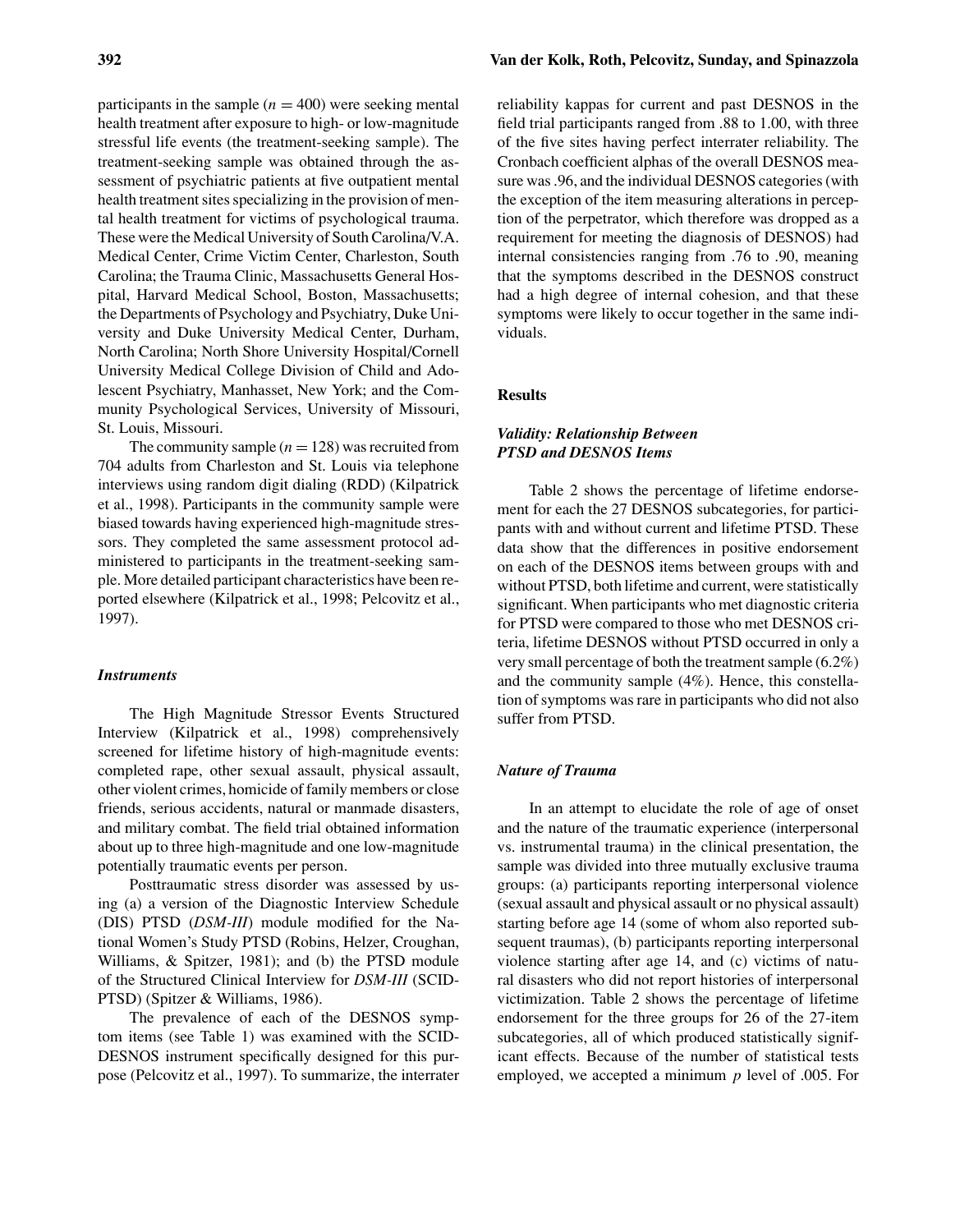participants in the sample ($n = 400$) were seeking mental health treatment after exposure to high- or low-magnitude stressful life events (the treatment-seeking sample). The treatment-seeking sample was obtained through the assessment of psychiatric patients at five outpatient mental health treatment sites specializing in the provision of mental health treatment for victims of psychological trauma. These were the Medical University of South Carolina/V.A. Medical Center, Crime Victim Center, Charleston, South Carolina; the Trauma Clinic, Massachusetts General Hospital, Harvard Medical School, Boston, Massachusetts; the Departments of Psychology and Psychiatry, Duke University and Duke University Medical Center, Durham, North Carolina; North Shore University Hospital/Cornell University Medical College Division of Child and Adolescent Psychiatry, Manhasset, New York; and the Community Psychological Services, University of Missouri, St. Louis, Missouri.

The community sample ($n = 128$) was recruited from 704 adults from Charleston and St. Louis via telephone interviews using random digit dialing (RDD) (Kilpatrick et al., 1998). Participants in the community sample were biased towards having experienced high-magnitude stressors. They completed the same assessment protocol administered to participants in the treatment-seeking sample. More detailed participant characteristics have been reported elsewhere (Kilpatrick et al., 1998; Pelcovitz et al., 1997).

### *Instruments*

The High Magnitude Stressor Events Structured Interview (Kilpatrick et al., 1998) comprehensively screened for lifetime history of high-magnitude events: completed rape, other sexual assault, physical assault, other violent crimes, homicide of family members or close friends, serious accidents, natural or manmade disasters, and military combat. The field trial obtained information about up to three high-magnitude and one low-magnitude potentially traumatic events per person.

Posttraumatic stress disorder was assessed by using (a) a version of the Diagnostic Interview Schedule (DIS) PTSD (*DSM-III*) module modified for the National Women's Study PTSD (Robins, Helzer, Croughan, Williams, & Spitzer, 1981); and (b) the PTSD module of the Structured Clinical Interview for *DSM-III* (SCID-PTSD) (Spitzer & Williams, 1986).

The prevalence of each of the DESNOS symptom items (see Table 1) was examined with the SCID-DESNOS instrument specifically designed for this purpose (Pelcovitz et al., 1997). To summarize, the interrater reliability kappas for current and past DESNOS in the field trial participants ranged from .88 to 1.00, with three of the five sites having perfect interrater reliability. The Cronbach coefficient alphas of the overall DESNOS measure was .96, and the individual DESNOS categories (with the exception of the item measuring alterations in perception of the perpetrator, which therefore was dropped as a requirement for meeting the diagnosis of DESNOS) had internal consistencies ranging from .76 to .90, meaning that the symptoms described in the DESNOS construct had a high degree of internal cohesion, and that these symptoms were likely to occur together in the same individuals.

## Results

### *Validity: Relationship Between PTSD and DESNOS Items*

Table 2 shows the percentage of lifetime endorsement for each the 27 DESNOS subcategories, for participants with and without current and lifetime PTSD. These data show that the differences in positive endorsement on each of the DESNOS items between groups with and without PTSD, both lifetime and current, were statistically significant. When participants who met diagnostic criteria for PTSD were compared to those who met DESNOS criteria, lifetime DESNOS without PTSD occurred in only a very small percentage of both the treatment sample (6.2%) and the community sample (4%). Hence, this constellation of symptoms was rare in participants who did not also suffer from PTSD.

### *Nature of Trauma*

In an attempt to elucidate the role of age of onset and the nature of the traumatic experience (interpersonal vs. instrumental trauma) in the clinical presentation, the sample was divided into three mutually exclusive trauma groups: (a) participants reporting interpersonal violence (sexual assault and physical assault or no physical assault) starting before age 14 (some of whom also reported subsequent traumas), (b) participants reporting interpersonal violence starting after age 14, and (c) victims of natural disasters who did not report histories of interpersonal victimization. Table 2 shows the percentage of lifetime endorsement for the three groups for 26 of the 27-item subcategories, all of which produced statistically significant effects. Because of the number of statistical tests employed, we accepted a minimum $p$ level of .005. For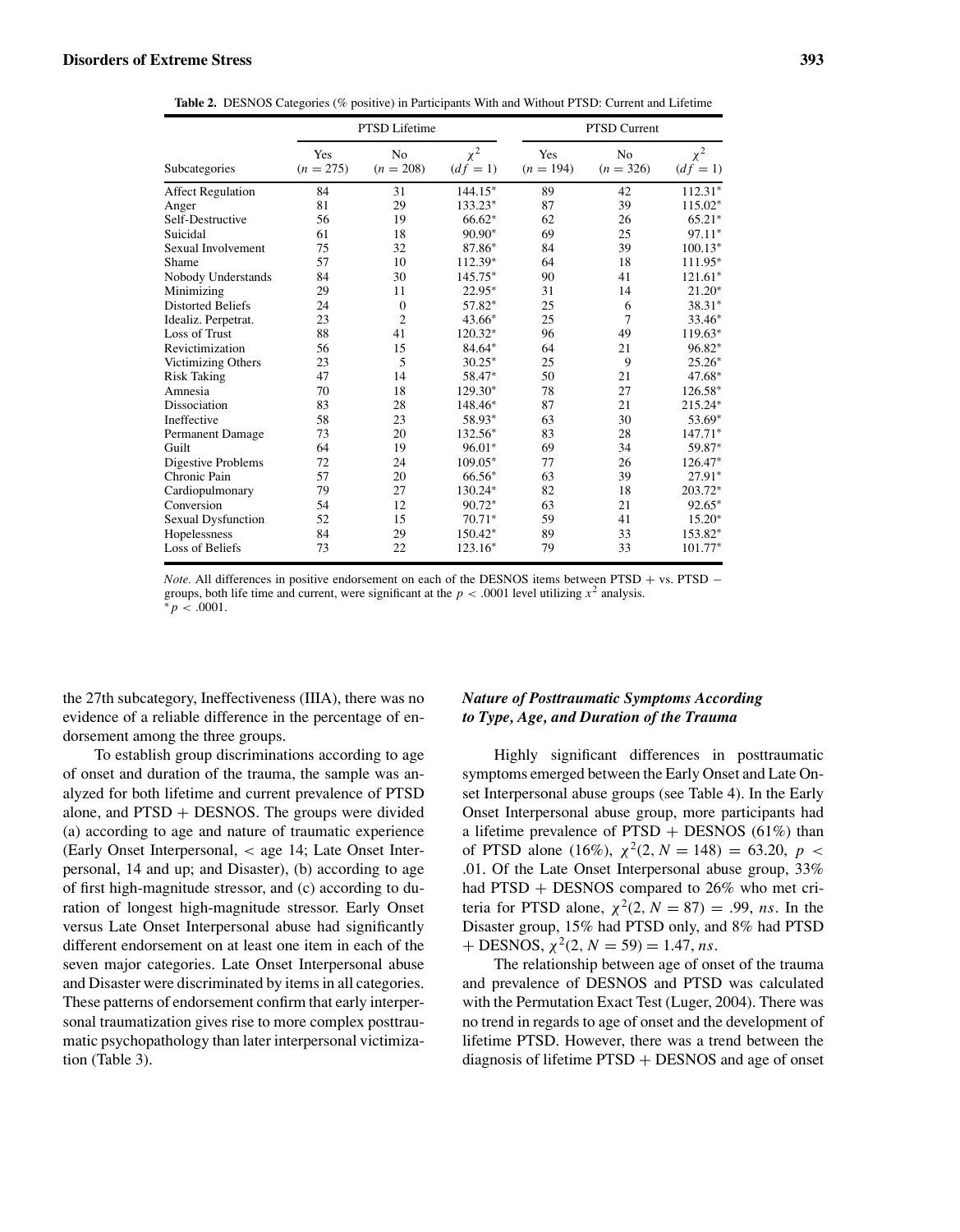**Table 2.** DESNOS Categories (% positive) in Participants With and Without PTSD: Current and Lifetime

| | PTSD Lifetime | | | PTSD Current | | |
|---|---|---|---|---|---|---|
| Subcategories | Yes ($n = 275$) | No ($n = 208$) | $\chi^2$ ($df = 1$) | Yes ($n = 194$) | No ($n = 326$) | $\chi^2$ ($df = 1$) |
| Affect Regulation | 84 | 31 | 144.15* | 89 | 42 | 112.31* |
| Anger | 81 | 29 | 133.23* | 87 | 39 | 115.02* |
| Self-Destructive | 56 | 19 | 66.62* | 62 | 26 | 65.21* |
| Suicidal | 61 | 18 | 90.90* | 69 | 25 | 97.11* |
| Sexual Involvement | 75 | 32 | 87.86* | 84 | 39 | 100.13* |
| Shame | 57 | 10 | 112.39* | 64 | 18 | 111.95* |
| Nobody Understands | 84 | 30 | 145.75* | 90 | 41 | 121.61* |
| Minimizing | 29 | 11 | 22.95* | 31 | 14 | 21.20* |
| Distorted Beliefs | 24 | 0 | 57.82* | 25 | 6 | 38.31* |
| Idealiz. Perpetrat. | 23 | 2 | 43.66* | 25 | 7 | 33.46* |
| Loss of Trust | 88 | 41 | 120.32* | 96 | 49 | 119.63* |
| Revictimization | 56 | 15 | 84.64* | 64 | 21 | 96.82* |
| Victimizing Others | 23 | 5 | 30.25* | 25 | 9 | 25.26* |
| Risk Taking | 47 | 14 | 58.47* | 50 | 21 | 47.68* |
| Amnesia | 70 | 18 | 129.30* | 78 | 27 | 126.58* |
| Dissociation | 83 | 28 | 148.46* | 87 | 21 | 215.24* |
| Ineffective | 58 | 23 | 58.93* | 63 | 30 | 53.69* |
| Permanent Damage | 73 | 20 | 132.56* | 83 | 28 | 147.71* |
| Guilt | 64 | 19 | 96.01* | 69 | 34 | 59.87* |
| Digestive Problems | 72 | 24 | 109.05* | 77 | 26 | 126.47* |
| Chronic Pain | 57 | 20 | 66.56* | 63 | 39 | 27.91* |
| Cardiopulmonary | 79 | 27 | 130.24* | 82 | 18 | 203.72* |
| Conversion | 54 | 12 | 90.72* | 63 | 21 | 92.65* |
| Sexual Dysfunction | 52 | 15 | 70.71* | 59 | 41 | 15.20* |
| Hopelessness | 84 | 29 | 150.42* | 89 | 33 | 153.82* |
| Loss of Beliefs | 73 | 22 | 123.16* | 79 | 33 | 101.77* |

*Note.* All differences in positive endorsement on each of the DESNOS items between PTSD + vs. PTSD − groups, both life time and current, were significant at the $p < .0001$ level utilizing $x^2$ analysis.
*$p < .0001$.

the 27th subcategory, Ineffectiveness (IIIA), there was no evidence of a reliable difference in the percentage of endorsement among the three groups.

To establish group discriminations according to age of onset and duration of the trauma, the sample was analyzed for both lifetime and current prevalence of PTSD alone, and PTSD + DESNOS. The groups were divided (a) according to age and nature of traumatic experience (Early Onset Interpersonal, < age 14; Late Onset Interpersonal, 14 and up; and Disaster), (b) according to age of first high-magnitude stressor, and (c) according to duration of longest high-magnitude stressor. Early Onset versus Late Onset Interpersonal abuse had significantly different endorsement on at least one item in each of the seven major categories. Late Onset Interpersonal abuse and Disaster were discriminated by items in all categories. These patterns of endorsement confirm that early interpersonal traumatization gives rise to more complex posttraumatic psychopathology than later interpersonal victimization (Table 3).

### *Nature of Posttraumatic Symptoms According to Type, Age, and Duration of the Trauma*

Highly significant differences in posttraumatic symptoms emerged between the Early Onset and Late Onset Interpersonal abuse groups (see Table 4). In the Early Onset Interpersonal abuse group, more participants had a lifetime prevalence of PTSD + DESNOS (61%) than of PTSD alone (16%), $\chi^2(2, N = 148) = 63.20$, $p < .01$. Of the Late Onset Interpersonal abuse group, 33% had PTSD + DESNOS compared to 26% who met criteria for PTSD alone, $\chi^2(2, N = 87) = .99$, *ns*. In the Disaster group, 15% had PTSD only, and 8% had PTSD + DESNOS, $\chi^2(2, N = 59) = 1.47$, *ns*.

The relationship between age of onset of the trauma and prevalence of DESNOS and PTSD was calculated with the Permutation Exact Test (Luger, 2004). There was no trend in regards to age of onset and the development of lifetime PTSD. However, there was a trend between the diagnosis of lifetime PTSD + DESNOS and age of onset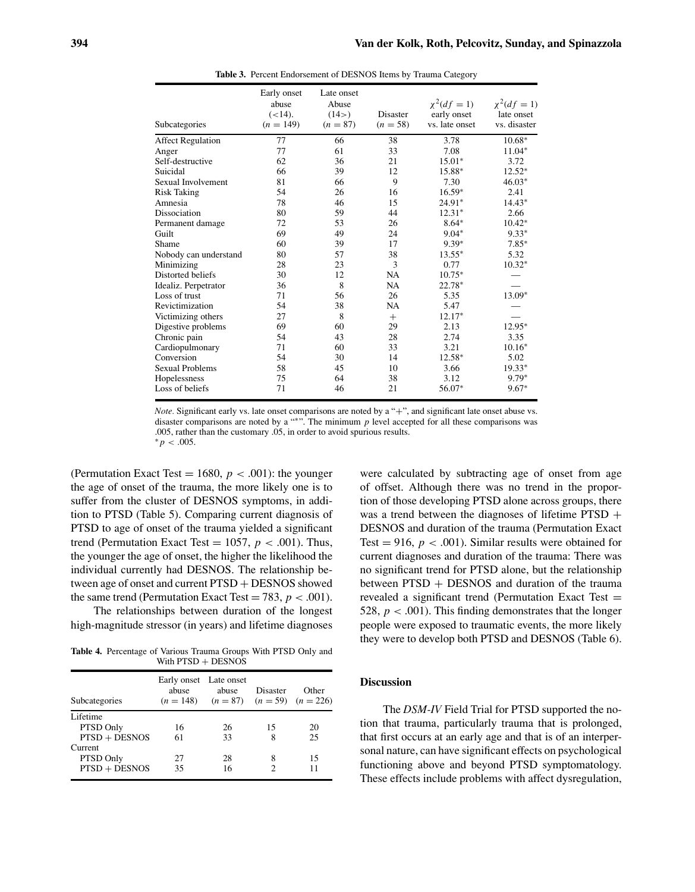**Table 3.** Percent Endorsement of DESNOS Items by Trauma Category

| Subcategories | Early onset abuse (<14). ($n = 149$) | Late onset Abuse (14>) ($n = 87$) | Disaster ($n = 58$) | $\chi^2(df = 1)$ early onset vs. late onset | $\chi^2(df = 1)$ late onset vs. disaster |
|---|---|---|---|---|---|
| Affect Regulation | 77 | 66 | 38 | 3.78 | 10.68* |
| Anger | 77 | 61 | 33 | 7.08 | 11.04* |
| Self-destructive | 62 | 36 | 21 | 15.01* | 3.72 |
| Suicidal | 66 | 39 | 12 | 15.88* | 12.52* |
| Sexual Involvement | 81 | 66 | 9 | 7.30 | 46.03* |
| Risk Taking | 54 | 26 | 16 | 16.59* | 2.41 |
| Amnesia | 78 | 46 | 15 | 24.91* | 14.43* |
| Dissociation | 80 | 59 | 44 | 12.31* | 2.66 |
| Permanent damage | 72 | 53 | 26 | 8.64* | 10.42* |
| Guilt | 69 | 49 | 24 | 9.04* | 9.33* |
| Shame | 60 | 39 | 17 | 9.39* | 7.85* |
| Nobody can understand | 80 | 57 | 38 | 13.55* | 5.32 |
| Minimizing | 28 | 23 | 3 | 0.77 | 10.32* |
| Distorted beliefs | 30 | 12 | NA | 10.75* | — |
| Idealiz. Perpetrator | 36 | 8 | NA | 22.78* | — |
| Loss of trust | 71 | 56 | 26 | 5.35 | 13.09* |
| Revictimization | 54 | 38 | NA | 5.47 | — |
| Victimizing others | 27 | 8 | + | 12.17* | — |
| Digestive problems | 69 | 60 | 29 | 2.13 | 12.95* |
| Chronic pain | 54 | 43 | 28 | 2.74 | 3.35 |
| Cardiopulmonary | 71 | 60 | 33 | 3.21 | 10.16* |
| Conversion | 54 | 30 | 14 | 12.58* | 5.02 |
| Sexual Problems | 58 | 45 | 10 | 3.66 | 19.33* |
| Hopelessness | 75 | 64 | 38 | 3.12 | 9.79* |
| Loss of beliefs | 71 | 46 | 21 | 56.07* | 9.67* |

*Note.* Significant early vs. late onset comparisons are noted by a "+", and significant late onset abuse vs. disaster comparisons are noted by a "*". The minimum $p$ level accepted for all these comparisons was .005, rather than the customary .05, in order to avoid spurious results.
*$p < .005$.

(Permutation Exact Test = 1680, $p < .001$): the younger the age of onset of the trauma, the more likely one is to suffer from the cluster of DESNOS symptoms, in addition to PTSD (Table 5). Comparing current diagnosis of PTSD to age of onset of the trauma yielded a significant trend (Permutation Exact Test = 1057, $p < .001$). Thus, the younger the age of onset, the higher the likelihood the individual currently had DESNOS. The relationship between age of onset and current PTSD + DESNOS showed the same trend (Permutation Exact Test = 783, $p < .001$).

The relationships between duration of the longest high-magnitude stressor (in years) and lifetime diagnoses were calculated by subtracting age of onset from age of offset. Although there was no trend in the proportion of those developing PTSD alone across groups, there was a trend between the diagnoses of lifetime PTSD + DESNOS and duration of the trauma (Permutation Exact Test = 916, $p < .001$). Similar results were obtained for current diagnoses and duration of the trauma: There was no significant trend for PTSD alone, but the relationship between PTSD + DESNOS and duration of the trauma revealed a significant trend (Permutation Exact Test = 528, $p < .001$). This finding demonstrates that the longer people were exposed to traumatic events, the more likely they were to develop both PTSD and DESNOS (Table 6).

**Table 4.** Percentage of Various Trauma Groups With PTSD Only and With PTSD + DESNOS

| Subcategories | Early onset abuse ($n = 148$) | Late onset abuse ($n = 87$) | Disaster ($n = 59$) | Other ($n = 226$) |
|---|---|---|---|---|
| Lifetime | | | | |
| PTSD Only | 16 | 26 | 15 | 20 |
| PTSD + DESNOS | 61 | 33 | 8 | 25 |
| Current | | | | |
| PTSD Only | 27 | 28 | 8 | 15 |
| PTSD + DESNOS | 35 | 16 | 2 | 11 |

## Discussion

The *DSM-IV* Field Trial for PTSD supported the notion that trauma, particularly trauma that is prolonged, that first occurs at an early age and that is of an interpersonal nature, can have significant effects on psychological functioning above and beyond PTSD symptomatology. These effects include problems with affect dysregulation,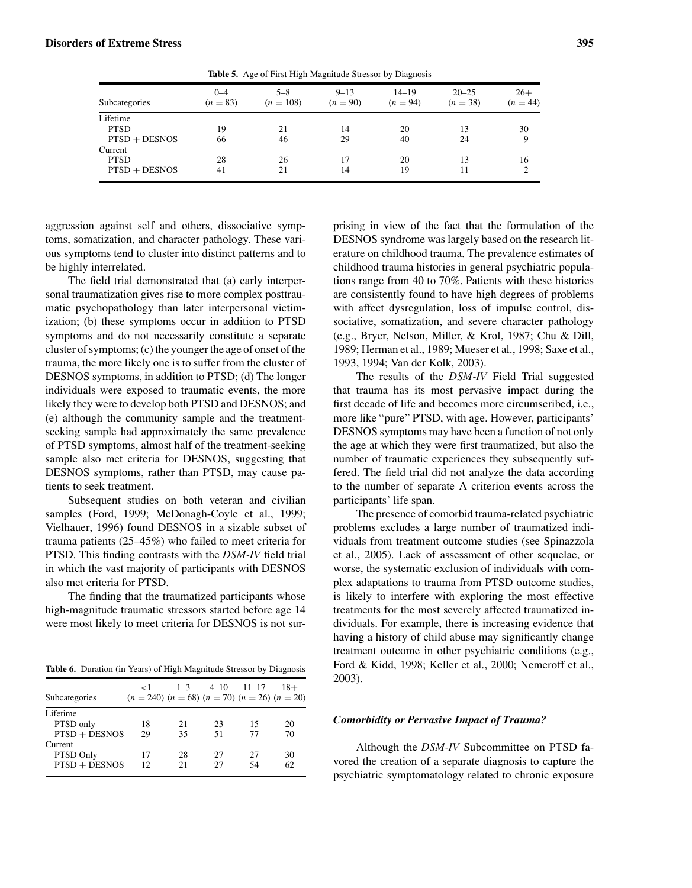**Table 5.** Age of First High Magnitude Stressor by Diagnosis

| Subcategories | 0–4 ($n = 83$) | 5–8 ($n = 108$) | 9–13 ($n = 90$) | 14–19 ($n = 94$) | 20–25 ($n = 38$) | 26+ ($n = 44$) |
|---|---|---|---|---|---|---|
| Lifetime | | | | | | |
| PTSD | 19 | 21 | 14 | 20 | 13 | 30 |
| PTSD + DESNOS | 66 | 46 | 29 | 40 | 24 | 9 |
| Current | | | | | | |
| PTSD | 28 | 26 | 17 | 20 | 13 | 16 |
| PTSD + DESNOS | 41 | 21 | 14 | 19 | 11 | 2 |

aggression against self and others, dissociative symptoms, somatization, and character pathology. These various symptoms tend to cluster into distinct patterns and to be highly interrelated.

The field trial demonstrated that (a) early interpersonal traumatization gives rise to more complex posttraumatic psychopathology than later interpersonal victimization; (b) these symptoms occur in addition to PTSD symptoms and do not necessarily constitute a separate cluster of symptoms; (c) the younger the age of onset of the trauma, the more likely one is to suffer from the cluster of DESNOS symptoms, in addition to PTSD; (d) The longer individuals were exposed to traumatic events, the more likely they were to develop both PTSD and DESNOS; and (e) although the community sample and the treatment-seeking sample had approximately the same prevalence of PTSD symptoms, almost half of the treatment-seeking sample also met criteria for DESNOS, suggesting that DESNOS symptoms, rather than PTSD, may cause patients to seek treatment.

Subsequent studies on both veteran and civilian samples (Ford, 1999; McDonagh-Coyle et al., 1999; Vielhauer, 1996) found DESNOS in a sizable subset of trauma patients (25–45%) who failed to meet criteria for PTSD. This finding contrasts with the *DSM-IV* field trial in which the vast majority of participants with DESNOS also met criteria for PTSD.

The finding that the traumatized participants whose high-magnitude traumatic stressors started before age 14 were most likely to meet criteria for DESNOS is not surprising in view of the fact that the formulation of the DESNOS syndrome was largely based on the research literature on childhood trauma. The prevalence estimates of childhood trauma histories in general psychiatric populations range from 40 to 70%. Patients with these histories are consistently found to have high degrees of problems with affect dysregulation, loss of impulse control, dissociative, somatization, and severe character pathology (e.g., Bryer, Nelson, Miller, & Krol, 1987; Chu & Dill, 1989; Herman et al., 1989; Mueser et al., 1998; Saxe et al., 1993, 1994; Van der Kolk, 2003).

**Table 6.** Duration (in Years) of High Magnitude Stressor by Diagnosis

| Subcategories | <1 ($n = 240$) | 1–3 ($n = 68$) | 4–10 ($n = 70$) | 11–17 ($n = 26$) | 18+ ($n = 20$) |
|---|---|---|---|---|---|
| Lifetime | | | | | |
| PTSD only | 18 | 21 | 23 | 15 | 20 |
| PTSD + DESNOS | 29 | 35 | 51 | 77 | 70 |
| Current | | | | | |
| PTSD Only | 17 | 28 | 27 | 27 | 30 |
| PTSD + DESNOS | 12 | 21 | 27 | 54 | 62 |

The results of the *DSM-IV* Field Trial suggested that trauma has its most pervasive impact during the first decade of life and becomes more circumscribed, i.e., more like "pure" PTSD, with age. However, participants' DESNOS symptoms may have been a function of not only the age at which they were first traumatized, but also the number of traumatic experiences they subsequently suffered. The field trial did not analyze the data according to the number of separate A criterion events across the participants' life span.

The presence of comorbid trauma-related psychiatric problems excludes a large number of traumatized individuals from treatment outcome studies (see Spinazzola et al., 2005). Lack of assessment of other sequelae, or worse, the systematic exclusion of individuals with complex adaptations to trauma from PTSD outcome studies, is likely to interfere with exploring the most effective treatments for the most severely affected traumatized individuals. For example, there is increasing evidence that having a history of child abuse may significantly change treatment outcome in other psychiatric conditions (e.g., Ford & Kidd, 1998; Keller et al., 2000; Nemeroff et al., 2003).

### *Comorbidity or Pervasive Impact of Trauma?*

Although the *DSM-IV* Subcommittee on PTSD favored the creation of a separate diagnosis to capture the psychiatric symptomatology related to chronic exposure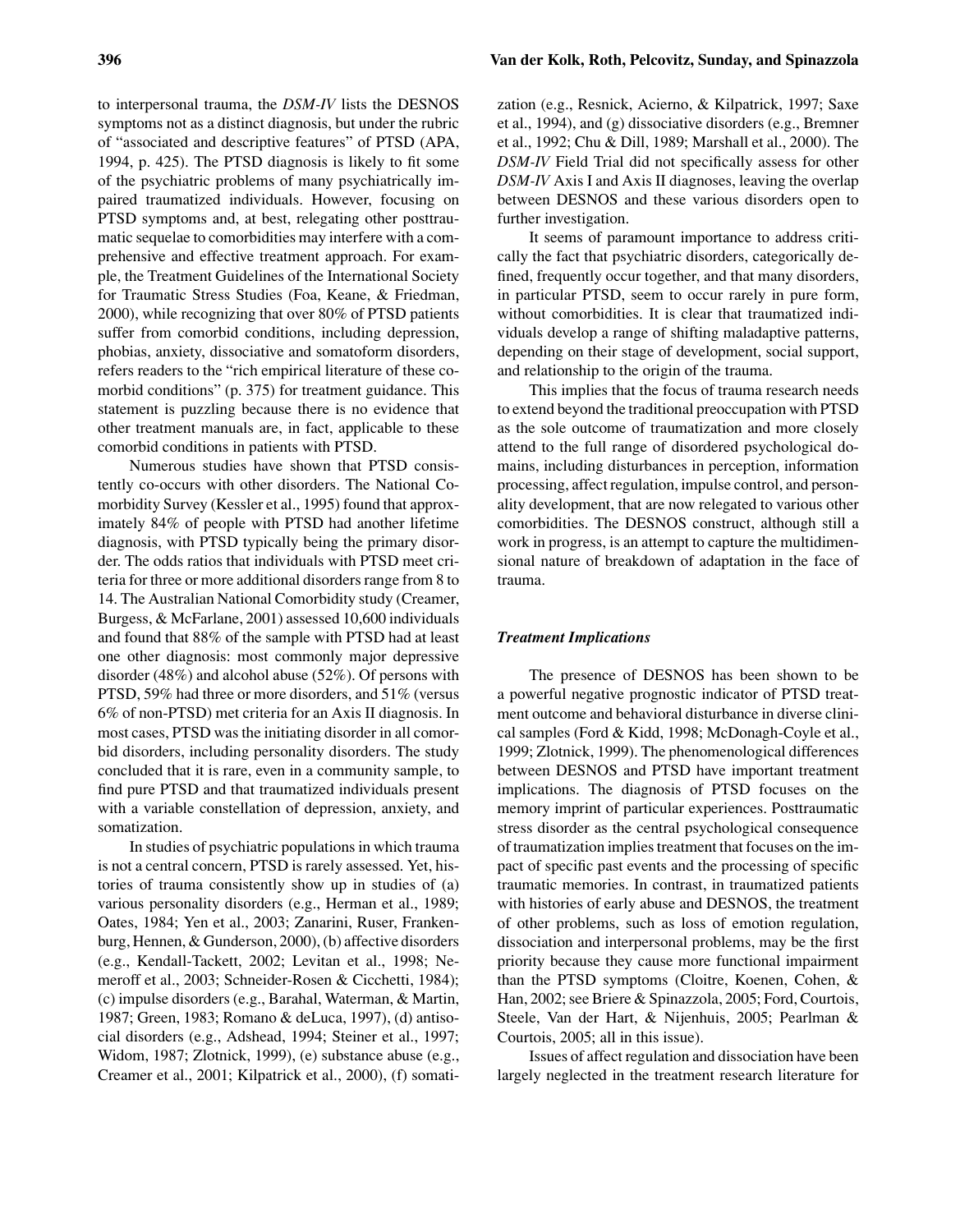to interpersonal trauma, the *DSM-IV* lists the DESNOS symptoms not as a distinct diagnosis, but under the rubric of "associated and descriptive features" of PTSD (APA, 1994, p. 425). The PTSD diagnosis is likely to fit some of the psychiatric problems of many psychiatrically impaired traumatized individuals. However, focusing on PTSD symptoms and, at best, relegating other posttraumatic sequelae to comorbidities may interfere with a comprehensive and effective treatment approach. For example, the Treatment Guidelines of the International Society for Traumatic Stress Studies (Foa, Keane, & Friedman, 2000), while recognizing that over 80% of PTSD patients suffer from comorbid conditions, including depression, phobias, anxiety, dissociative and somatoform disorders, refers readers to the "rich empirical literature of these comorbid conditions" (p. 375) for treatment guidance. This statement is puzzling because there is no evidence that other treatment manuals are, in fact, applicable to these comorbid conditions in patients with PTSD.

Numerous studies have shown that PTSD consistently co-occurs with other disorders. The National Comorbidity Survey (Kessler et al., 1995) found that approximately 84% of people with PTSD had another lifetime diagnosis, with PTSD typically being the primary disorder. The odds ratios that individuals with PTSD meet criteria for three or more additional disorders range from 8 to 14. The Australian National Comorbidity study (Creamer, Burgess, & McFarlane, 2001) assessed 10,600 individuals and found that 88% of the sample with PTSD had at least one other diagnosis: most commonly major depressive disorder (48%) and alcohol abuse (52%). Of persons with PTSD, 59% had three or more disorders, and 51% (versus 6% of non-PTSD) met criteria for an Axis II diagnosis. In most cases, PTSD was the initiating disorder in all comorbid disorders, including personality disorders. The study concluded that it is rare, even in a community sample, to find pure PTSD and that traumatized individuals present with a variable constellation of depression, anxiety, and somatization.

In studies of psychiatric populations in which trauma is not a central concern, PTSD is rarely assessed. Yet, histories of trauma consistently show up in studies of (a) various personality disorders (e.g., Herman et al., 1989; Oates, 1984; Yen et al., 2003; Zanarini, Ruser, Frankenburg, Hennen, & Gunderson, 2000), (b) affective disorders (e.g., Kendall-Tackett, 2002; Levitan et al., 1998; Nemeroff et al., 2003; Schneider-Rosen & Cicchetti, 1984); (c) impulse disorders (e.g., Barahal, Waterman, & Martin, 1987; Green, 1983; Romano & deLuca, 1997), (d) antisocial disorders (e.g., Adshead, 1994; Steiner et al., 1997; Widom, 1987; Zlotnick, 1999), (e) substance abuse (e.g., Creamer et al., 2001; Kilpatrick et al., 2000), (f) somatization (e.g., Resnick, Acierno, & Kilpatrick, 1997; Saxe et al., 1994), and (g) dissociative disorders (e.g., Bremner et al., 1992; Chu & Dill, 1989; Marshall et al., 2000). The *DSM-IV* Field Trial did not specifically assess for other *DSM-IV* Axis I and Axis II diagnoses, leaving the overlap between DESNOS and these various disorders open to further investigation.

It seems of paramount importance to address critically the fact that psychiatric disorders, categorically defined, frequently occur together, and that many disorders, in particular PTSD, seem to occur rarely in pure form, without comorbidities. It is clear that traumatized individuals develop a range of shifting maladaptive patterns, depending on their stage of development, social support, and relationship to the origin of the trauma.

This implies that the focus of trauma research needs to extend beyond the traditional preoccupation with PTSD as the sole outcome of traumatization and more closely attend to the full range of disordered psychological domains, including disturbances in perception, information processing, affect regulation, impulse control, and personality development, that are now relegated to various other comorbidities. The DESNOS construct, although still a work in progress, is an attempt to capture the multidimensional nature of breakdown of adaptation in the face of trauma.

### *Treatment Implications*

The presence of DESNOS has been shown to be a powerful negative prognostic indicator of PTSD treatment outcome and behavioral disturbance in diverse clinical samples (Ford & Kidd, 1998; McDonagh-Coyle et al., 1999; Zlotnick, 1999). The phenomenological differences between DESNOS and PTSD have important treatment implications. The diagnosis of PTSD focuses on the memory imprint of particular experiences. Posttraumatic stress disorder as the central psychological consequence of traumatization implies treatment that focuses on the impact of specific past events and the processing of specific traumatic memories. In contrast, in traumatized patients with histories of early abuse and DESNOS, the treatment of other problems, such as loss of emotion regulation, dissociation and interpersonal problems, may be the first priority because they cause more functional impairment than the PTSD symptoms (Cloitre, Koenen, Cohen, & Han, 2002; see Briere & Spinazzola, 2005; Ford, Courtois, Steele, Van der Hart, & Nijenhuis, 2005; Pearlman & Courtois, 2005; all in this issue).

Issues of affect regulation and dissociation have been largely neglected in the treatment research literature for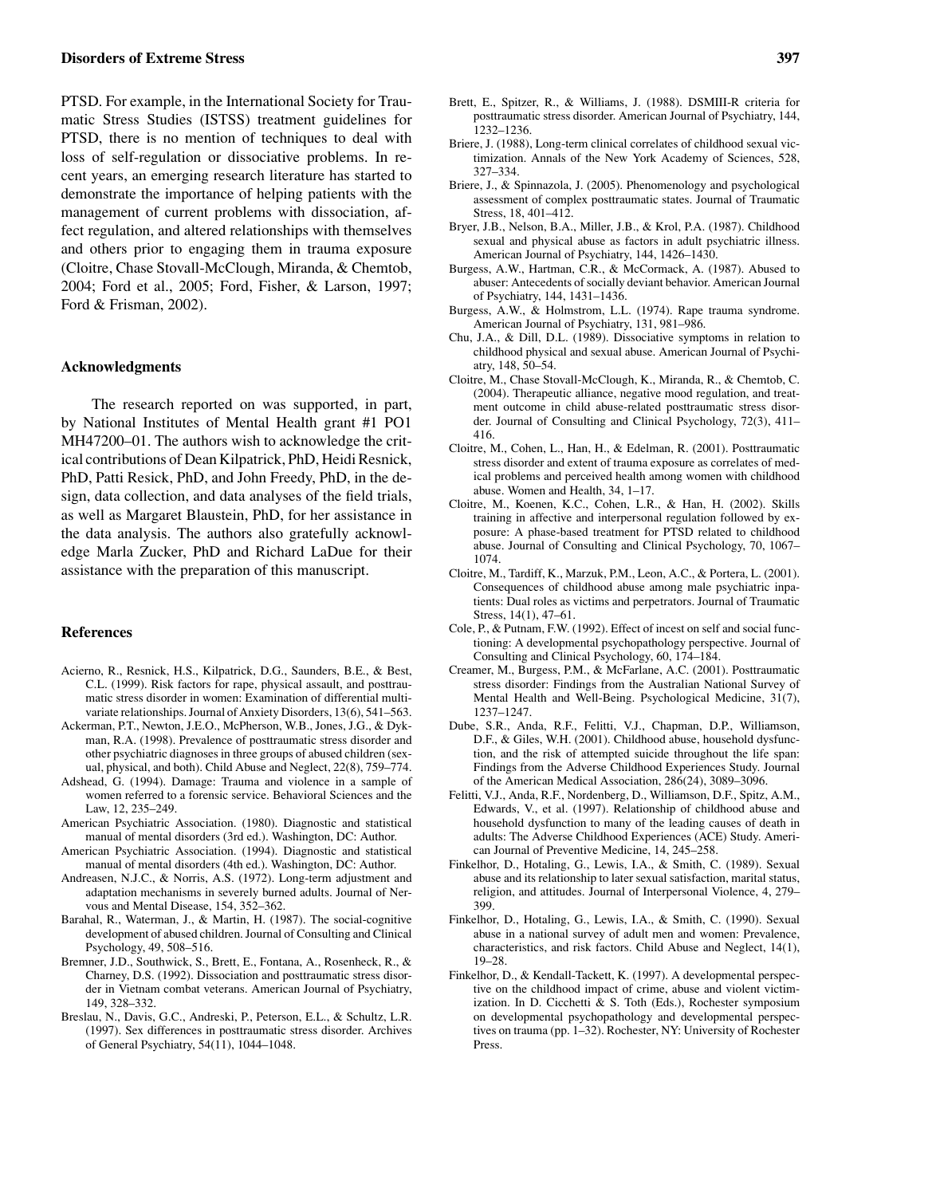PTSD. For example, in the International Society for Traumatic Stress Studies (ISTSS) treatment guidelines for PTSD, there is no mention of techniques to deal with loss of self-regulation or dissociative problems. In recent years, an emerging research literature has started to demonstrate the importance of helping patients with the management of current problems with dissociation, affect regulation, and altered relationships with themselves and others prior to engaging them in trauma exposure (Cloitre, Chase Stovall-McClough, Miranda, & Chemtob, 2004; Ford et al., 2005; Ford, Fisher, & Larson, 1997; Ford & Frisman, 2002).

## Acknowledgments

The research reported on was supported, in part, by National Institutes of Mental Health grant #1 PO1 MH47200–01. The authors wish to acknowledge the critical contributions of Dean Kilpatrick, PhD, Heidi Resnick, PhD, Patti Resick, PhD, and John Freedy, PhD, in the design, data collection, and data analyses of the field trials, as well as Margaret Blaustein, PhD, for her assistance in the data analysis. The authors also gratefully acknowledge Marla Zucker, PhD and Richard LaDue for their assistance with the preparation of this manuscript.

## References

Acierno, R., Resnick, H.S., Kilpatrick, D.G., Saunders, B.E., & Best, C.L. (1999). Risk factors for rape, physical assault, and posttraumatic stress disorder in women: Examination of differential multivariate relationships. Journal of Anxiety Disorders, 13(6), 541–563.

Ackerman, P.T., Newton, J.E.O., McPherson, W.B., Jones, J.G., & Dykman, R.A. (1998). Prevalence of posttraumatic stress disorder and other psychiatric diagnoses in three groups of abused children (sexual, physical, and both). Child Abuse and Neglect, 22(8), 759–774.

Adshead, G. (1994). Damage: Trauma and violence in a sample of women referred to a forensic service. Behavioral Sciences and the Law, 12, 235–249.

American Psychiatric Association. (1980). Diagnostic and statistical manual of mental disorders (3rd ed.). Washington, DC: Author.

American Psychiatric Association. (1994). Diagnostic and statistical manual of mental disorders (4th ed.). Washington, DC: Author.

Andreasen, N.J.C., & Norris, A.S. (1972). Long-term adjustment and adaptation mechanisms in severely burned adults. Journal of Nervous and Mental Disease, 154, 352–362.

Barahal, R., Waterman, J., & Martin, H. (1987). The social-cognitive development of abused children. Journal of Consulting and Clinical Psychology, 49, 508–516.

Bremner, J.D., Southwick, S., Brett, E., Fontana, A., Rosenheck, R., & Charney, D.S. (1992). Dissociation and posttraumatic stress disorder in Vietnam combat veterans. American Journal of Psychiatry, 149, 328–332.

Breslau, N., Davis, G.C., Andreski, P., Peterson, E.L., & Schultz, L.R. (1997). Sex differences in posttraumatic stress disorder. Archives of General Psychiatry, 54(11), 1044–1048.

Brett, E., Spitzer, R., & Williams, J. (1988). DSMIII-R criteria for posttraumatic stress disorder. American Journal of Psychiatry, 144, 1232–1236.

Briere, J. (1988), Long-term clinical correlates of childhood sexual victimization. Annals of the New York Academy of Sciences, 528, 327–334.

Briere, J., & Spinnazola, J. (2005). Phenomenology and psychological assessment of complex posttraumatic states. Journal of Traumatic Stress, 18, 401–412.

Bryer, J.B., Nelson, B.A., Miller, J.B., & Krol, P.A. (1987). Childhood sexual and physical abuse as factors in adult psychiatric illness. American Journal of Psychiatry, 144, 1426–1430.

Burgess, A.W., Hartman, C.R., & McCormack, A. (1987). Abused to abuser: Antecedents of socially deviant behavior. American Journal of Psychiatry, 144, 1431–1436.

Burgess, A.W., & Holmstrom, L.L. (1974). Rape trauma syndrome. American Journal of Psychiatry, 131, 981–986.

Chu, J.A., & Dill, D.L. (1989). Dissociative symptoms in relation to childhood physical and sexual abuse. American Journal of Psychiatry, 148, 50–54.

Cloitre, M., Chase Stovall-McClough, K., Miranda, R., & Chemtob, C. (2004). Therapeutic alliance, negative mood regulation, and treatment outcome in child abuse-related posttraumatic stress disorder. Journal of Consulting and Clinical Psychology, 72(3), 411–416.

Cloitre, M., Cohen, L., Han, H., & Edelman, R. (2001). Posttraumatic stress disorder and extent of trauma exposure as correlates of medical problems and perceived health among women with childhood abuse. Women and Health, 34, 1–17.

Cloitre, M., Koenen, K.C., Cohen, L.R., & Han, H. (2002). Skills training in affective and interpersonal regulation followed by exposure: A phase-based treatment for PTSD related to childhood abuse. Journal of Consulting and Clinical Psychology, 70, 1067–1074.

Cloitre, M., Tardiff, K., Marzuk, P.M., Leon, A.C., & Portera, L. (2001). Consequences of childhood abuse among male psychiatric inpatients: Dual roles as victims and perpetrators. Journal of Traumatic Stress, 14(1), 47–61.

Cole, P., & Putnam, F.W. (1992). Effect of incest on self and social functioning: A developmental psychopathology perspective. Journal of Consulting and Clinical Psychology, 60, 174–184.

Creamer, M., Burgess, P.M., & McFarlane, A.C. (2001). Posttraumatic stress disorder: Findings from the Australian National Survey of Mental Health and Well-Being. Psychological Medicine, 31(7), 1237–1247.

Dube, S.R., Anda, R.F., Felitti, V.J., Chapman, D.P., Williamson, D.F., & Giles, W.H. (2001). Childhood abuse, household dysfunction, and the risk of attempted suicide throughout the life span: Findings from the Adverse Childhood Experiences Study. Journal of the American Medical Association, 286(24), 3089–3096.

Felitti, V.J., Anda, R.F., Nordenberg, D., Williamson, D.F., Spitz, A.M., Edwards, V., et al. (1997). Relationship of childhood abuse and household dysfunction to many of the leading causes of death in adults: The Adverse Childhood Experiences (ACE) Study. American Journal of Preventive Medicine, 14, 245–258.

Finkelhor, D., Hotaling, G., Lewis, I.A., & Smith, C. (1989). Sexual abuse and its relationship to later sexual satisfaction, marital status, religion, and attitudes. Journal of Interpersonal Violence, 4, 279–399.

Finkelhor, D., Hotaling, G., Lewis, I.A., & Smith, C. (1990). Sexual abuse in a national survey of adult men and women: Prevalence, characteristics, and risk factors. Child Abuse and Neglect, 14(1), 19–28.

Finkelhor, D., & Kendall-Tackett, K. (1997). A developmental perspective on the childhood impact of crime, abuse and violent victimization. In D. Cicchetti & S. Toth (Eds.), Rochester symposium on developmental psychopathology and developmental perspectives on trauma (pp. 1–32). Rochester, NY: University of Rochester Press.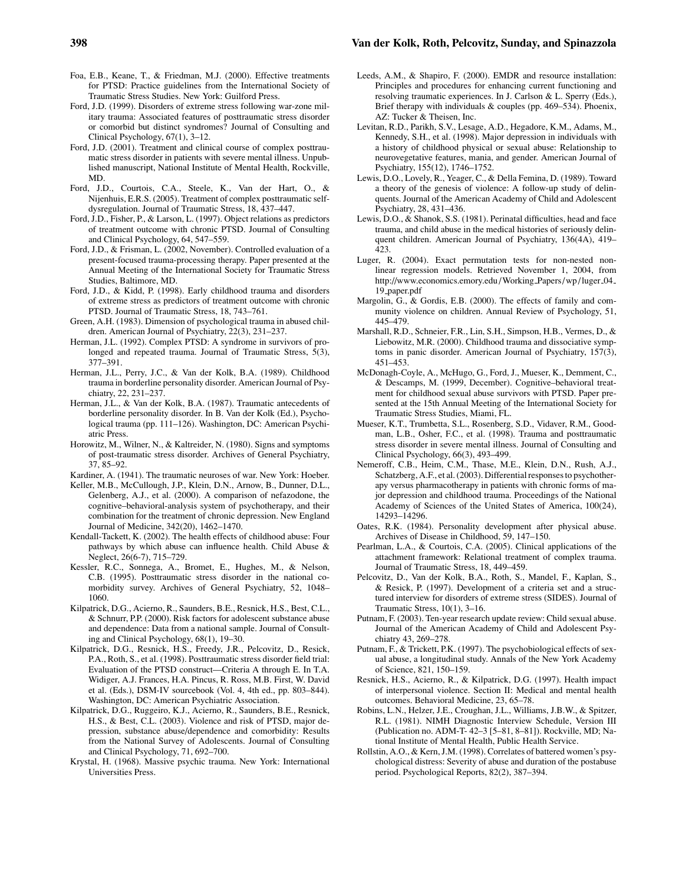Foa, E.B., Keane, T., & Friedman, M.J. (2000). Effective treatments for PTSD: Practice guidelines from the International Society of Traumatic Stress Studies. New York: Guilford Press.

Ford, J.D. (1999). Disorders of extreme stress following war-zone military trauma: Associated features of posttraumatic stress disorder or comorbid but distinct syndromes? Journal of Consulting and Clinical Psychology, 67(1), 3–12.

Ford, J.D. (2001). Treatment and clinical course of complex posttraumatic stress disorder in patients with severe mental illness. Unpublished manuscript, National Institute of Mental Health, Rockville, MD.

Ford, J.D., Courtois, C.A., Steele, K., Van der Hart, O., & Nijenhuis, E.R.S. (2005). Treatment of complex posttraumatic self-dysregulation. Journal of Traumatic Stress, 18, 437–447.

Ford, J.D., Fisher, P., & Larson, L. (1997). Object relations as predictors of treatment outcome with chronic PTSD. Journal of Consulting and Clinical Psychology, 64, 547–559.

Ford, J.D., & Frisman, L. (2002, November). Controlled evaluation of a present-focused trauma-processing therapy. Paper presented at the Annual Meeting of the International Society for Traumatic Stress Studies, Baltimore, MD.

Ford, J.D., & Kidd, P. (1998). Early childhood trauma and disorders of extreme stress as predictors of treatment outcome with chronic PTSD. Journal of Traumatic Stress, 18, 743–761.

Green, A.H. (1983). Dimension of psychological trauma in abused children. American Journal of Psychiatry, 22(3), 231–237.

Herman, J.L. (1992). Complex PTSD: A syndrome in survivors of prolonged and repeated trauma. Journal of Traumatic Stress, 5(3), 377–391.

Herman, J.L., Perry, J.C., & Van der Kolk, B.A. (1989). Childhood trauma in borderline personality disorder. American Journal of Psychiatry, 22, 231–237.

Herman, J.L., & Van der Kolk, B.A. (1987). Traumatic antecedents of borderline personality disorder. In B. Van der Kolk (Ed.), Psychological trauma (pp. 111–126). Washington, DC: American Psychiatric Press.

Horowitz, M., Wilner, N., & Kaltreider, N. (1980). Signs and symptoms of post-traumatic stress disorder. Archives of General Psychiatry, 37, 85–92.

Kardiner, A. (1941). The traumatic neuroses of war. New York: Hoeber.

Keller, M.B., McCullough, J.P., Klein, D.N., Arnow, B., Dunner, D.L., Gelenberg, A.J., et al. (2000). A comparison of nefazodone, the cognitive–behavioral-analysis system of psychotherapy, and their combination for the treatment of chronic depression. New England Journal of Medicine, 342(20), 1462–1470.

Kendall-Tackett, K. (2002). The health effects of childhood abuse: Four pathways by which abuse can influence health. Child Abuse & Neglect, 26(6-7), 715–729.

Kessler, R.C., Sonnega, A., Bromet, E., Hughes, M., & Nelson, C.B. (1995). Posttraumatic stress disorder in the national comorbidity survey. Archives of General Psychiatry, 52, 1048–1060.

Kilpatrick, D.G., Acierno, R., Saunders, B.E., Resnick, H.S., Best, C.L., & Schnurr, P.P. (2000). Risk factors for adolescent substance abuse and dependence: Data from a national sample. Journal of Consulting and Clinical Psychology, 68(1), 19–30.

Kilpatrick, D.G., Resnick, H.S., Freedy, J.R., Pelcovitz, D., Resick, P.A., Roth, S., et al. (1998). Posttraumatic stress disorder field trial: Evaluation of the PTSD construct—Criteria A through E. In T.A. Widiger, A.J. Frances, H.A. Pincus, R. Ross, M.B. First, W. David et al. (Eds.), DSM-IV sourcebook (Vol. 4, 4th ed., pp. 803–844). Washington, DC: American Psychiatric Association.

Kilpatrick, D.G., Ruggeiro, K.J., Acierno, R., Saunders, B.E., Resnick, H.S., & Best, C.L. (2003). Violence and risk of PTSD, major depression, substance abuse/dependence and comorbidity: Results from the National Survey of Adolescents. Journal of Consulting and Clinical Psychology, 71, 692–700.

Krystal, H. (1968). Massive psychic trauma. New York: International Universities Press.

Leeds, A.M., & Shapiro, F. (2000). EMDR and resource installation: Principles and procedures for enhancing current functioning and resolving traumatic experiences. In J. Carlson & L. Sperry (Eds.), Brief therapy with individuals & couples (pp. 469–534). Phoenix, AZ: Tucker & Theisen, Inc.

Levitan, R.D., Parikh, S.V., Lesage, A.D., Hegadore, K.M., Adams, M., Kennedy, S.H., et al. (1998). Major depression in individuals with a history of childhood physical or sexual abuse: Relationship to neurovegetative features, mania, and gender. American Journal of Psychiatry, 155(12), 1746–1752.

Lewis, D.O., Lovely, R., Yeager, C., & Della Femina, D. (1989). Toward a theory of the genesis of violence: A follow-up study of delinquents. Journal of the American Academy of Child and Adolescent Psychiatry, 28, 431–436.

Lewis, D.O., & Shanok, S.S. (1981). Perinatal difficulties, head and face trauma, and child abuse in the medical histories of seriously delinquent children. American Journal of Psychiatry, 136(4A), 419–423.

Luger, R. (2004). Exact permutation tests for non-nested non-linear regression models. Retrieved November 1, 2004, from http://www.economics.emory.edu/Working_Papers/wp/luger_04_19_paper.pdf

Margolin, G., & Gordis, E.B. (2000). The effects of family and community violence on children. Annual Review of Psychology, 51, 445–479.

Marshall, R.D., Schneier, F.R., Lin, S.H., Simpson, H.B., Vermes, D., & Liebowitz, M.R. (2000). Childhood trauma and dissociative symptoms in panic disorder. American Journal of Psychiatry, 157(3), 451–453.

McDonagh-Coyle, A., McHugo, G., Ford, J., Mueser, K., Demment, C., & Descamps, M. (1999, December). Cognitive–behavioral treatment for childhood sexual abuse survivors with PTSD. Paper presented at the 15th Annual Meeting of the International Society for Traumatic Stress Studies, Miami, FL.

Mueser, K.T., Trumbetta, S.L., Rosenberg, S.D., Vidaver, R.M., Goodman, L.B., Osher, F.C., et al. (1998). Trauma and posttraumatic stress disorder in severe mental illness. Journal of Consulting and Clinical Psychology, 66(3), 493–499.

Nemeroff, C.B., Heim, C.M., Thase, M.E., Klein, D.N., Rush, A.J., Schatzberg, A.F., et al. (2003). Differential responses to psychotherapy versus pharmacotherapy in patients with chronic forms of major depression and childhood trauma. Proceedings of the National Academy of Sciences of the United States of America, 100(24), 14293–14296.

Oates, R.K. (1984). Personality development after physical abuse. Archives of Disease in Childhood, 59, 147–150.

Pearlman, L.A., & Courtois, C.A. (2005). Clinical applications of the attachment framework: Relational treatment of complex trauma. Journal of Traumatic Stress, 18, 449–459.

Pelcovitz, D., Van der Kolk, B.A., Roth, S., Mandel, F., Kaplan, S., & Resick, P. (1997). Development of a criteria set and a structured interview for disorders of extreme stress (SIDES). Journal of Traumatic Stress, 10(1), 3–16.

Putnam, F. (2003). Ten-year research update review: Child sexual abuse. Journal of the American Academy of Child and Adolescent Psychiatry 43, 269–278.

Putnam, F., & Trickett, P.K. (1997). The psychobiological effects of sexual abuse, a longitudinal study. Annals of the New York Academy of Science, 821, 150–159.

Resnick, H.S., Acierno, R., & Kilpatrick, D.G. (1997). Health impact of interpersonal violence. Section II: Medical and mental health outcomes. Behavioral Medicine, 23, 65–78.

Robins, L.N., Helzer, J.E., Croughan, J.L., Williams, J.B.W., & Spitzer, R.L. (1981). NIMH Diagnostic Interview Schedule, Version III (Publication no. ADM-T- 42–3 [5–81, 8–81]). Rockville, MD; National Institute of Mental Health, Public Health Service.

Rollstin, A.O., & Kern, J.M. (1998). Correlates of battered women's psychological distress: Severity of abuse and duration of the postabuse period. Psychological Reports, 82(2), 387–394.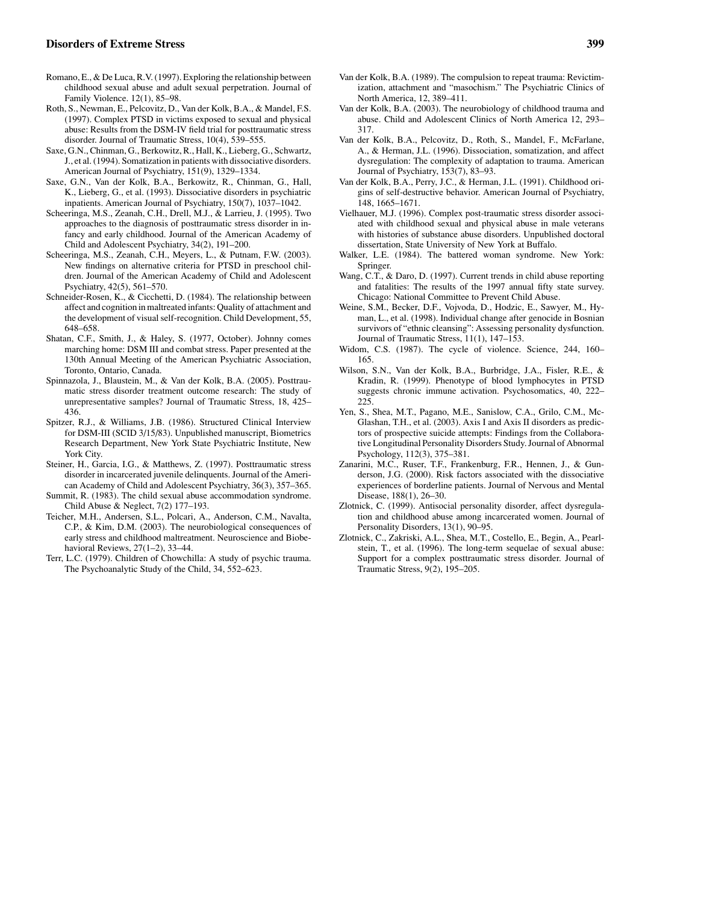Romano, E., & De Luca, R.V. (1997). Exploring the relationship between childhood sexual abuse and adult sexual perpetration. Journal of Family Violence. 12(1), 85–98.

Roth, S., Newman, E., Pelcovitz, D., Van der Kolk, B.A., & Mandel, F.S. (1997). Complex PTSD in victims exposed to sexual and physical abuse: Results from the DSM-IV field trial for posttraumatic stress disorder. Journal of Traumatic Stress, 10(4), 539–555.

Saxe, G.N., Chinman, G., Berkowitz, R., Hall, K., Lieberg, G., Schwartz, J., et al. (1994). Somatization in patients with dissociative disorders. American Journal of Psychiatry, 151(9), 1329–1334.

Saxe, G.N., Van der Kolk, B.A., Berkowitz, R., Chinman, G., Hall, K., Lieberg, G., et al. (1993). Dissociative disorders in psychiatric inpatients. American Journal of Psychiatry, 150(7), 1037–1042.

Scheeringa, M.S., Zeanah, C.H., Drell, M.J., & Larrieu, J. (1995). Two approaches to the diagnosis of posttraumatic stress disorder in infancy and early childhood. Journal of the American Academy of Child and Adolescent Psychiatry, 34(2), 191–200.

Scheeringa, M.S., Zeanah, C.H., Meyers, L., & Putnam, F.W. (2003). New findings on alternative criteria for PTSD in preschool children. Journal of the American Academy of Child and Adolescent Psychiatry, 42(5), 561–570.

Schneider-Rosen, K., & Cicchetti, D. (1984). The relationship between affect and cognition in maltreated infants: Quality of attachment and the development of visual self-recognition. Child Development, 55, 648–658.

Shatan, C.F., Smith, J., & Haley, S. (1977, October). Johnny comes marching home: DSM III and combat stress. Paper presented at the 130th Annual Meeting of the American Psychiatric Association, Toronto, Ontario, Canada.

Spinnazola, J., Blaustein, M., & Van der Kolk, B.A. (2005). Posttraumatic stress disorder treatment outcome research: The study of unrepresentative samples? Journal of Traumatic Stress, 18, 425–436.

Spitzer, R.J., & Williams, J.B. (1986). Structured Clinical Interview for DSM-III (SCID 3/15/83). Unpublished manuscript, Biometrics Research Department, New York State Psychiatric Institute, New York City.

Steiner, H., Garcia, I.G., & Matthews, Z. (1997). Posttraumatic stress disorder in incarcerated juvenile delinquents. Journal of the American Academy of Child and Adolescent Psychiatry, 36(3), 357–365.

Summit, R. (1983). The child sexual abuse accommodation syndrome. Child Abuse & Neglect, 7(2) 177–193.

Teicher, M.H., Andersen, S.L., Polcari, A., Anderson, C.M., Navalta, C.P., & Kim, D.M. (2003). The neurobiological consequences of early stress and childhood maltreatment. Neuroscience and Biobehavioral Reviews, 27(1–2), 33–44.

Terr, L.C. (1979). Children of Chowchilla: A study of psychic trauma. The Psychoanalytic Study of the Child, 34, 552–623.

Van der Kolk, B.A. (1989). The compulsion to repeat trauma: Revictimization, attachment and "masochism." The Psychiatric Clinics of North America, 12, 389–411.

Van der Kolk, B.A. (2003). The neurobiology of childhood trauma and abuse. Child and Adolescent Clinics of North America 12, 293–317.

Van der Kolk, B.A., Pelcovitz, D., Roth, S., Mandel, F., McFarlane, A., & Herman, J.L. (1996). Dissociation, somatization, and affect dysregulation: The complexity of adaptation to trauma. American Journal of Psychiatry, 153(7), 83–93.

Van der Kolk, B.A., Perry, J.C., & Herman, J.L. (1991). Childhood origins of self-destructive behavior. American Journal of Psychiatry, 148, 1665–1671.

Vielhauer, M.J. (1996). Complex post-traumatic stress disorder associated with childhood sexual and physical abuse in male veterans with histories of substance abuse disorders. Unpublished doctoral dissertation, State University of New York at Buffalo.

Walker, L.E. (1984). The battered woman syndrome. New York: Springer.

Wang, C.T., & Daro, D. (1997). Current trends in child abuse reporting and fatalities: The results of the 1997 annual fifty state survey. Chicago: National Committee to Prevent Child Abuse.

Weine, S.M., Becker, D.F., Vojvoda, D., Hodzic, E., Sawyer, M., Hyman, L., et al. (1998). Individual change after genocide in Bosnian survivors of "ethnic cleansing": Assessing personality dysfunction. Journal of Traumatic Stress, 11(1), 147–153.

Widom, C.S. (1987). The cycle of violence. Science, 244, 160–165.

Wilson, S.N., Van der Kolk, B.A., Burbridge, J.A., Fisler, R.E., & Kradin, R. (1999). Phenotype of blood lymphocytes in PTSD suggests chronic immune activation. Psychosomatics, 40, 222–225.

Yen, S., Shea, M.T., Pagano, M.E., Sanislow, C.A., Grilo, C.M., McGlashan, T.H., et al. (2003). Axis I and Axis II disorders as predictors of prospective suicide attempts: Findings from the Collaborative Longitudinal Personality Disorders Study. Journal of Abnormal Psychology, 112(3), 375–381.

Zanarini, M.C., Ruser, T.F., Frankenburg, F.R., Hennen, J., & Gunderson, J.G. (2000). Risk factors associated with the dissociative experiences of borderline patients. Journal of Nervous and Mental Disease, 188(1), 26–30.

Zlotnick, C. (1999). Antisocial personality disorder, affect dysregulation and childhood abuse among incarcerated women. Journal of Personality Disorders, 13(1), 90–95.

Zlotnick, C., Zakriski, A.L., Shea, M.T., Costello, E., Begin, A., Pearlstein, T., et al. (1996). The long-term sequelae of sexual abuse: Support for a complex posttraumatic stress disorder. Journal of Traumatic Stress, 9(2), 195–205.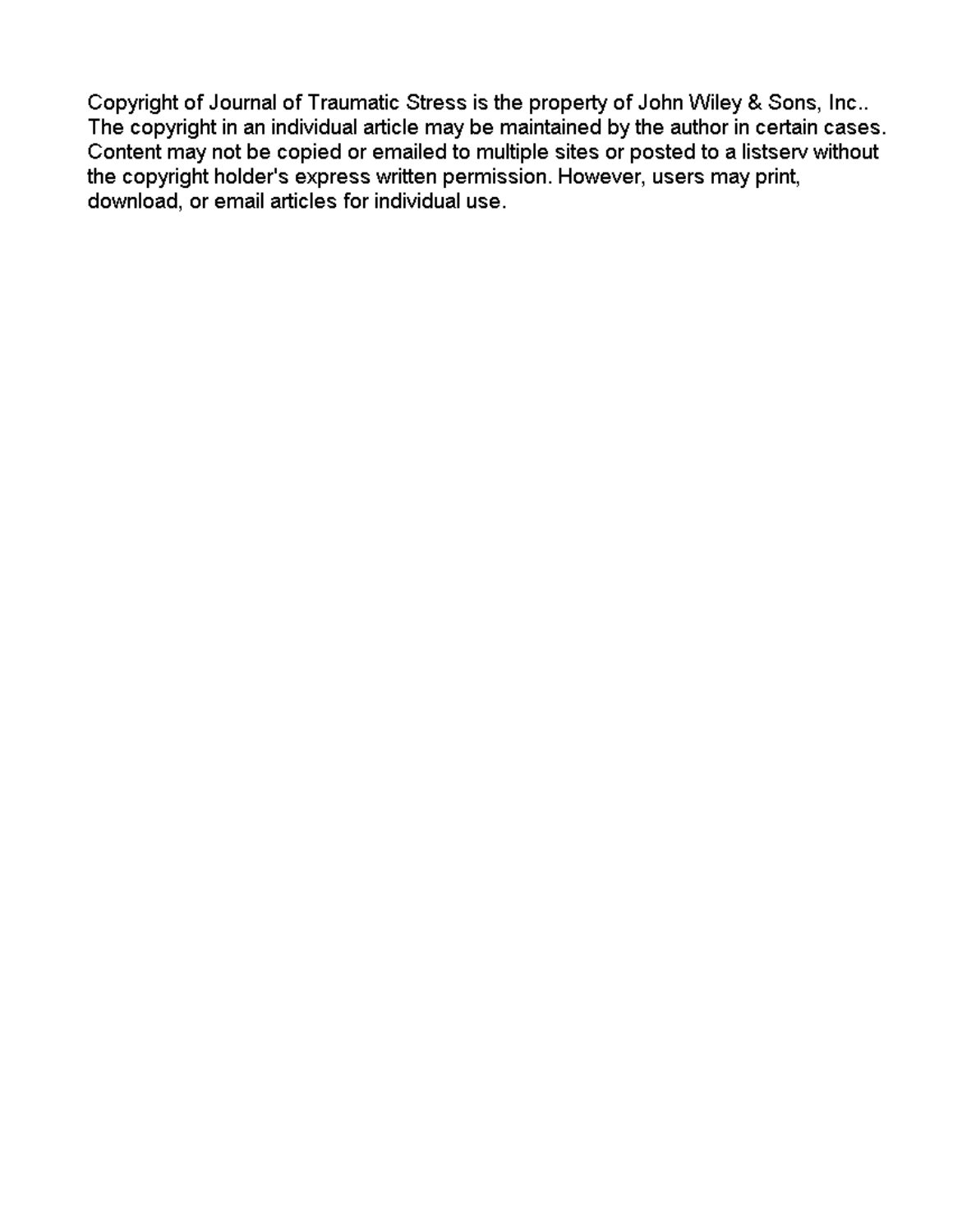Copyright of Journal of Traumatic Stress is the property of John Wiley & Sons, Inc.. The copyright in an individual article may be maintained by the author in certain cases. Content may not be copied or emailed to multiple sites or posted to a listserv without the copyright holder's express written permission. However, users may print, download, or email articles for individual use.